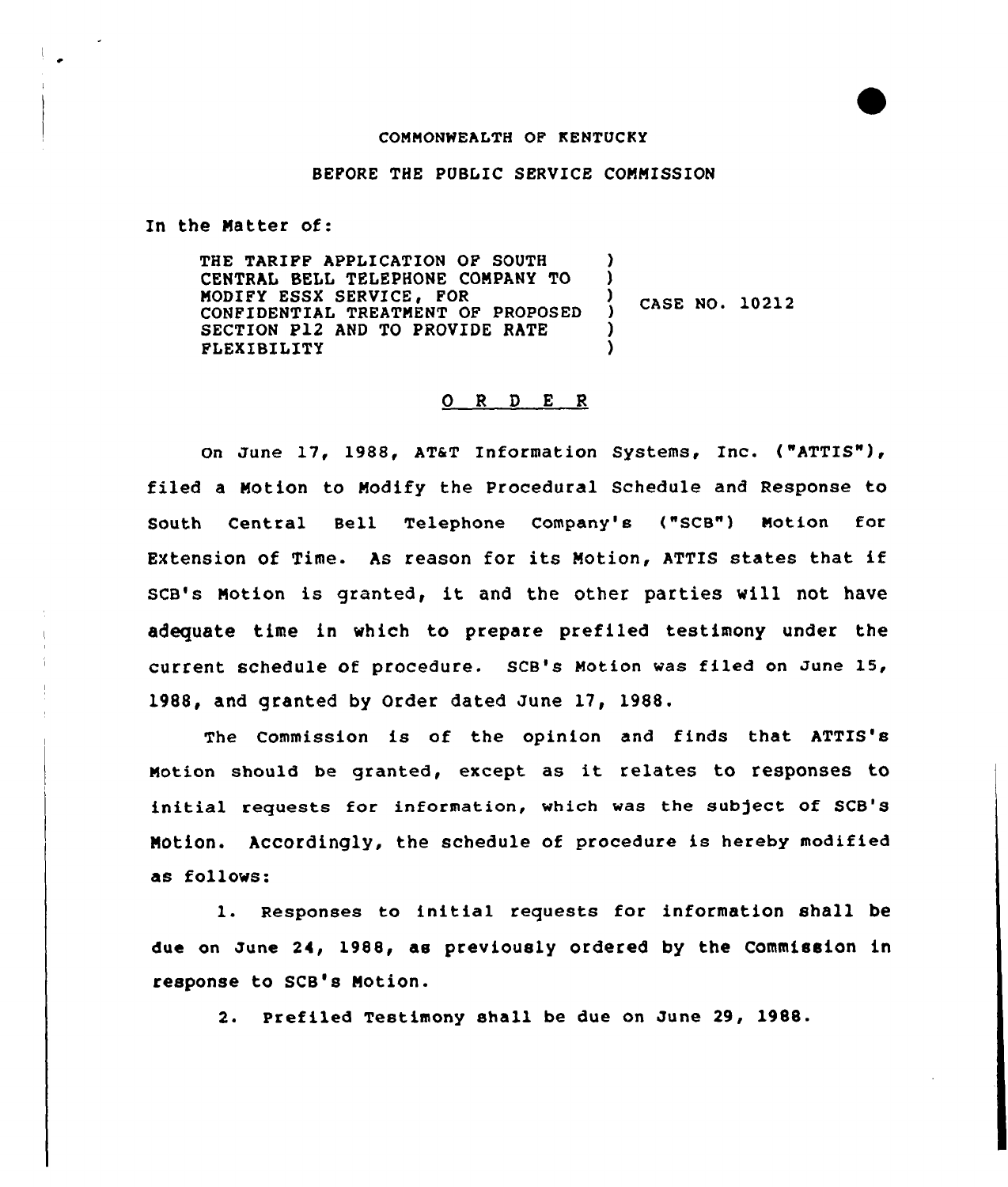COMMONWEALTH OF KENTUCKY

BEFORE THE PUBLIC SERVICE COMMISSION

In the Matter of:

THE TARIFF APPLICATION OF SOUTH CENTRAL BELL TELEPHONE COMPANY TO MODIFY ESSX SERVICE, FOR CONFIDENTIAL TREATMENT OF PROPOSED SECTION P12 AND TO PROVIDE RATE FLEXIBILITY ) CASE NO. 10212

## O R D E R

On June 17, 1988, AT&T Information Systems, Inc. ("ATTIS"), filed a Motion to Modify the Procedural Schedule and Response to South Central Bell Telephone Company's ("SCB") Motion for Extension of Time. As reason for its Motion, ATTIS states that if SCB's Motion is granted, it and the other parties will not have adequate time in which to prepare prefiled testimony under the current schedule of procedure. SCB's Motion was filed on June 15, 1988, and granted by Order dated June 17, 1988.

The Commission is of the opinion and finds that ATTIS's Motion should be granted, except as it relates to responses to initial requests for information, which was the subject of SCB's Motion. Accordingly, the schedule of procedure is hereby modified as follows:

1. Responses to initial requests for information shall be due on June 24, 1988, as previously ordered by the Commission in response to SCB's Motion.

2. Prefiled Testimony shall be due on June 29, 1988.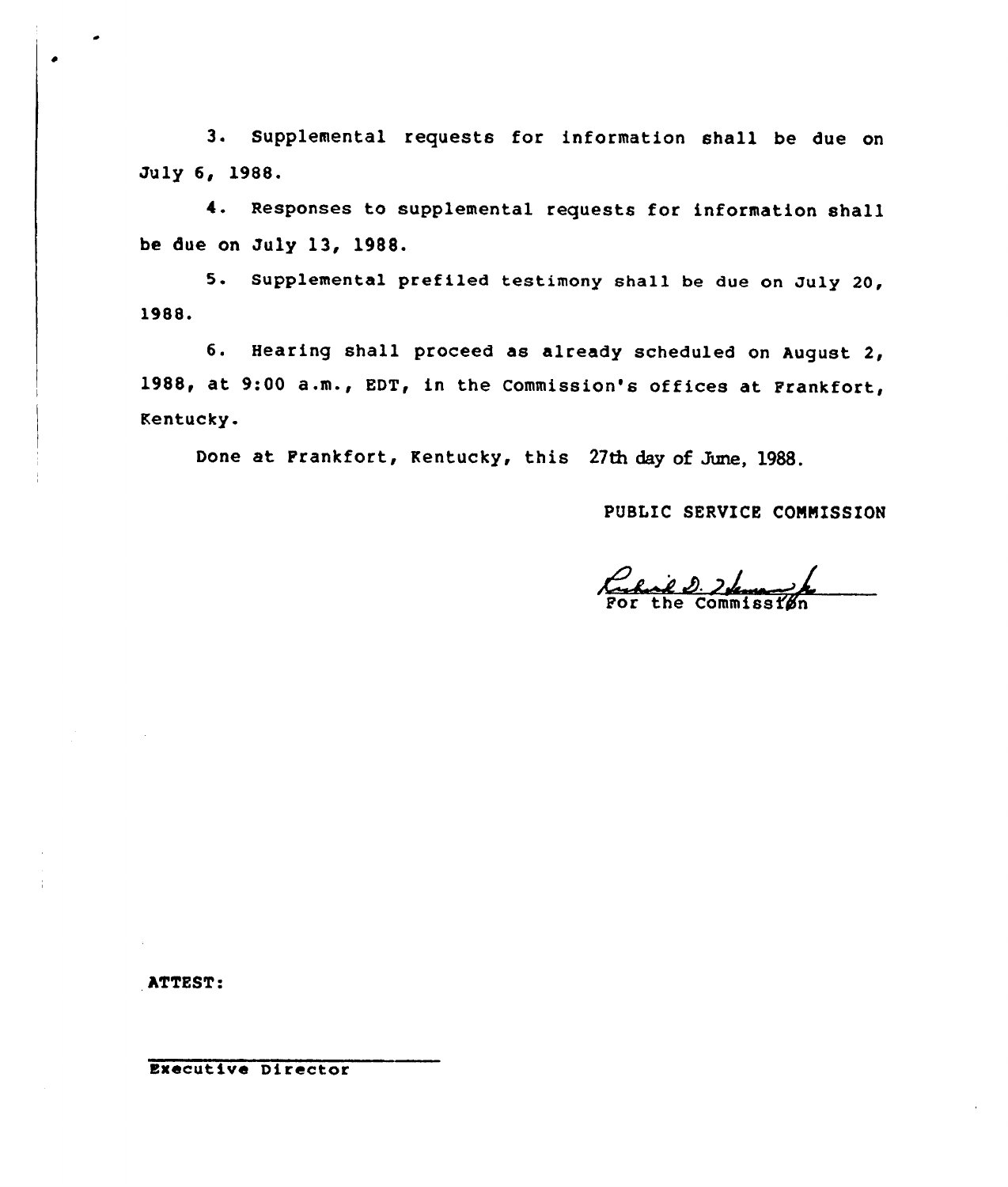3. Supplemental requests for information shall be due on July 6, 1988.

4. Responses to supplemental requests for information shall be due on July 13, 1988.

5. Supplemental prefiled testimony shall be due on July 20, 1988.

6. Hearing shall proceed as already scheduled on August 2, 1988, at 9:00 a.m., EDT, in the Commission's offices at Frankfort, Kentucky.

Done at Frankfort, Kentucky, this 27th day of June, 1988.

PUBLIC SERVICE COMMISSION

For the Commission

ATTEST:

Executive Director